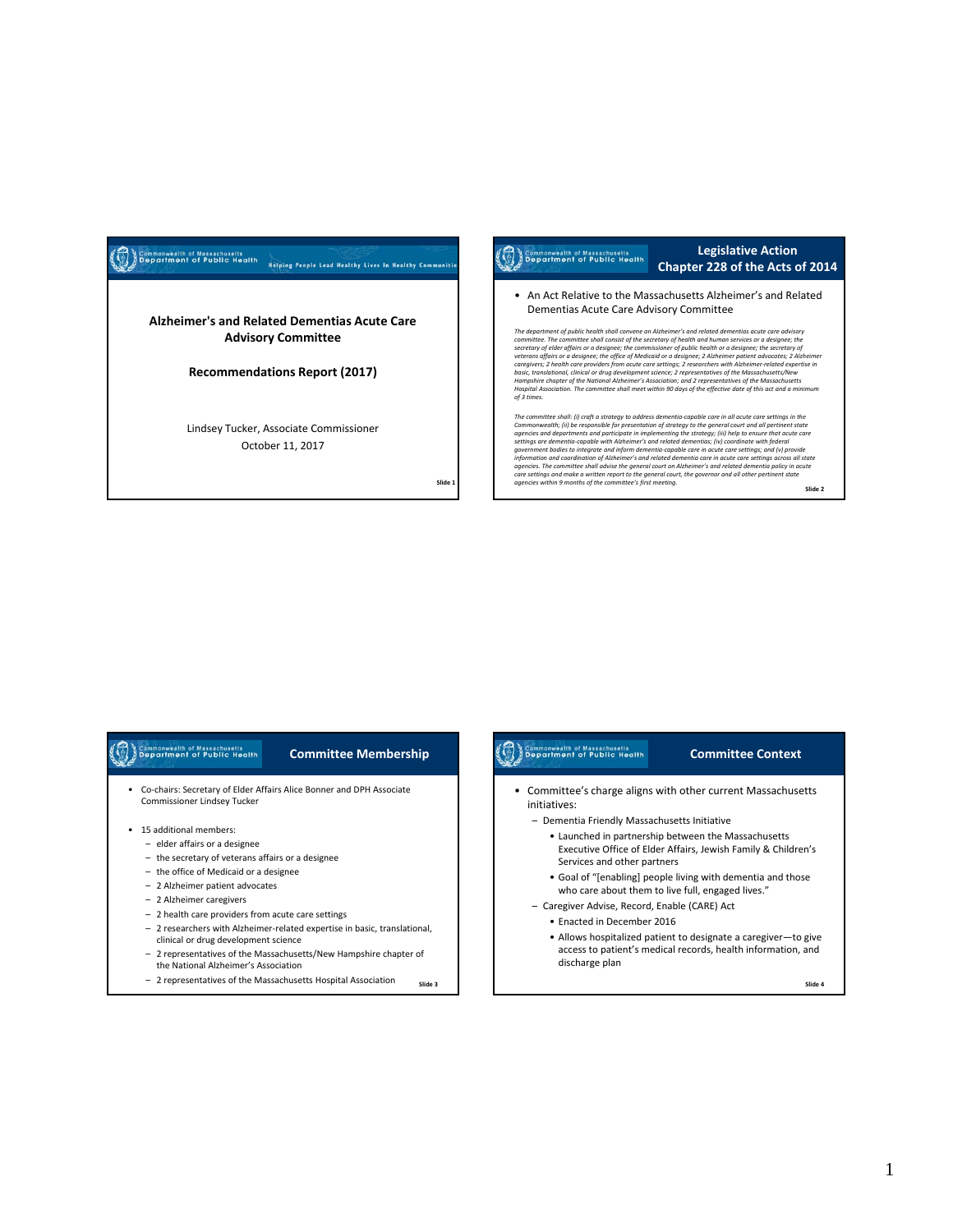## Alzheimer's and Related Dementias Acute Care Advisory Committee

**Recommendations Report (2017)**

Lindsey Tucker, Associate Commissioner
October 11, 2017

## Legislative Action
## Chapter 228 of the Acts of 2014

- An Act Relative to the Massachusetts Alzheimer's and Related Dementias Acute Care Advisory Committee

*The department of public health shall convene an Alzheimer's and related dementias acute care advisory committee. The committee shall consist of the secretary of health and human services or a designee; the secretary of elder affairs or a designee; the commissioner of public health or a designee; the secretary of veterans affairs or a designee; the office of Medicaid or a designee; 2 Alzheimer patient advocates; 2 Alzheimer caregivers; 2 health care providers from acute care settings; 2 researchers with Alzheimer-related expertise in basic, translational, clinical or drug development science; 2 representatives of the Massachusetts/New Hampshire chapter of the National Alzheimer's Association; and 2 representatives of the Massachusetts Hospital Association. The committee shall meet within 90 days of the effective date of this act and a minimum of 3 times.*

*The committee shall: (i) craft a strategy to address dementia-capable care in all acute care settings in the Commonwealth; (ii) be responsible for presentation of strategy to the general court and all pertinent state agencies and departments and participate in implementing the strategy; (iii) help to ensure that acute care settings are dementia-capable with Alzheimer's and related dementias; (iv) coordinate with federal government bodies to integrate and inform dementia-capable care in acute care settings; and (v) provide information and coordination of Alzheimer's and related dementia care in acute care settings across all state agencies. The committee shall advise the general court on Alzheimer's and related dementia policy in acute care settings and make a written report to the general court, the governor and all other pertinent state agencies within 9 months of the committee's first meeting.*

## Committee Membership

- Co-chairs: Secretary of Elder Affairs Alice Bonner and DPH Associate Commissioner Lindsey Tucker
- 15 additional members:
  - elder affairs or a designee
  - the secretary of veterans affairs or a designee
  - the office of Medicaid or a designee
  - 2 Alzheimer patient advocates
  - 2 Alzheimer caregivers
  - 2 health care providers from acute care settings
  - 2 researchers with Alzheimer-related expertise in basic, translational, clinical or drug development science
  - 2 representatives of the Massachusetts/New Hampshire chapter of the National Alzheimer's Association
  - 2 representatives of the Massachusetts Hospital Association

## Committee Context

- Committee's charge aligns with other current Massachusetts initiatives:
  - Dementia Friendly Massachusetts Initiative
    - Launched in partnership between the Massachusetts Executive Office of Elder Affairs, Jewish Family & Children's Services and other partners
    - Goal of "[enabling] people living with dementia and those who care about them to live full, engaged lives."
  - Caregiver Advise, Record, Enable (CARE) Act
    - Enacted in December 2016
    - Allows hospitalized patient to designate a caregiver—to give access to patient's medical records, health information, and discharge plan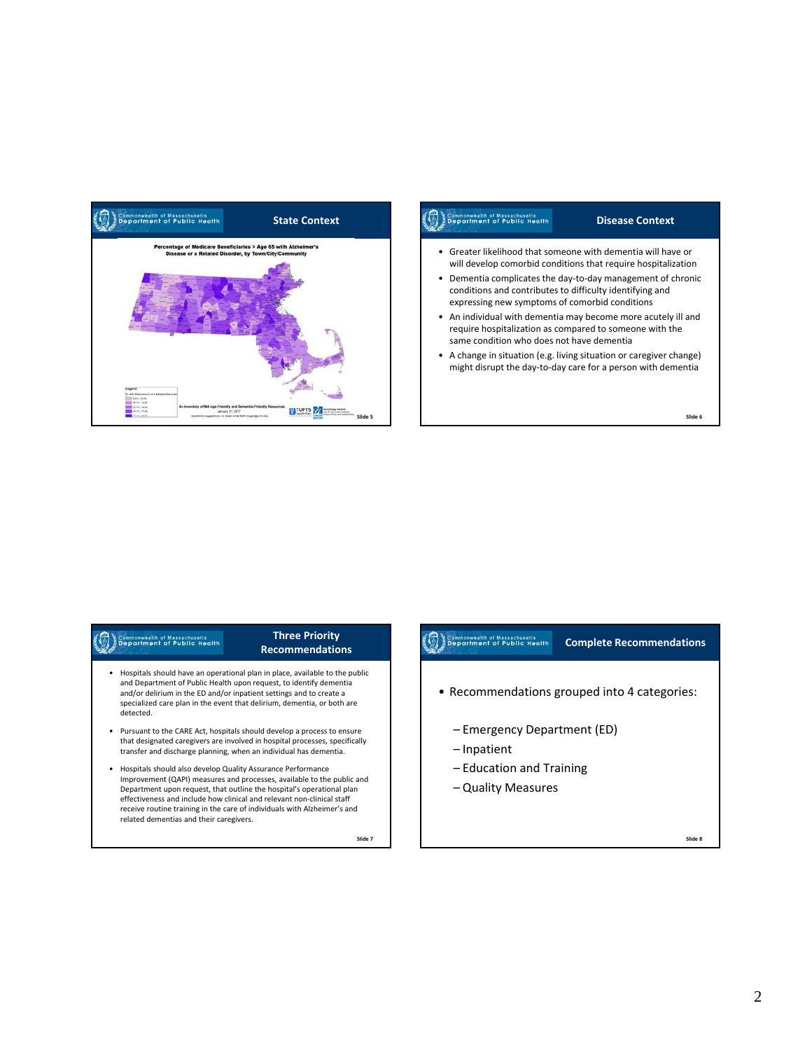## State Context

**Percentage of Medicare Beneficiaries > Age 65 with Alzheimer's Disease or a Related Disorder, by Town/City/Community**

An Inventory of MA Age-Friendly and Dementia-Friendly Resources
January 31, 2017

## Disease Context

- Greater likelihood that someone with dementia will have or will develop comorbid conditions that require hospitalization
- Dementia complicates the day-to-day management of chronic conditions and contributes to difficulty identifying and expressing new symptoms of comorbid conditions
- An individual with dementia may become more acutely ill and require hospitalization as compared to someone with the same condition who does not have dementia
- A change in situation (e.g. living situation or caregiver change) might disrupt the day-to-day care for a person with dementia

## Three Priority Recommendations

- Hospitals should have an operational plan in place, available to the public and Department of Public Health upon request, to identify dementia and/or delirium in the ED and/or inpatient settings and to create a specialized care plan in the event that delirium, dementia, or both are detected.
- Pursuant to the CARE Act, hospitals should develop a process to ensure that designated caregivers are involved in hospital processes, specifically transfer and discharge planning, when an individual has dementia.
- Hospitals should also develop Quality Assurance Performance Improvement (QAPI) measures and processes, available to the public and Department upon request, that outline the hospital's operational plan effectiveness and include how clinical and relevant non-clinical staff receive routine training in the care of individuals with Alzheimer's and related dementias and their caregivers.

## Complete Recommendations

- Recommendations grouped into 4 categories:
  - Emergency Department (ED)
  - Inpatient
  - Education and Training
  - Quality Measures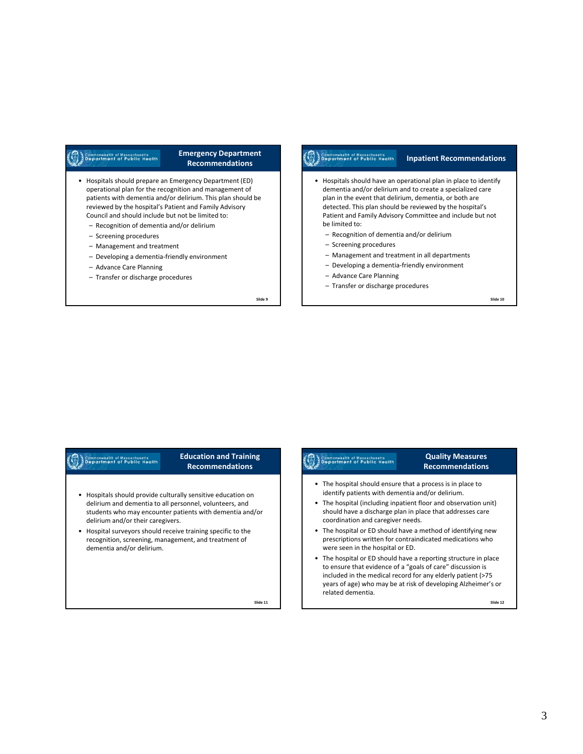## Emergency Department Recommendations

- Hospitals should prepare an Emergency Department (ED) operational plan for the recognition and management of patients with dementia and/or delirium. This plan should be reviewed by the hospital's Patient and Family Advisory Council and should include but not be limited to:
  - Recognition of dementia and/or delirium
  - Screening procedures
  - Management and treatment
  - Developing a dementia-friendly environment
  - Advance Care Planning
  - Transfer or discharge procedures

Slide 9

## Inpatient Recommendations

- Hospitals should have an operational plan in place to identify dementia and/or delirium and to create a specialized care plan in the event that delirium, dementia, or both are detected. This plan should be reviewed by the hospital's Patient and Family Advisory Committee and include but not be limited to:
  - Recognition of dementia and/or delirium
  - Screening procedures
  - Management and treatment in all departments
  - Developing a dementia-friendly environment
  - Advance Care Planning
  - Transfer or discharge procedures

Slide 10

## Education and Training Recommendations

- Hospitals should provide culturally sensitive education on delirium and dementia to all personnel, volunteers, and students who may encounter patients with dementia and/or delirium and/or their caregivers.
- Hospital surveyors should receive training specific to the recognition, screening, management, and treatment of dementia and/or delirium.

Slide 11

## Quality Measures Recommendations

- The hospital should ensure that a process is in place to identify patients with dementia and/or delirium.
- The hospital (including inpatient floor and observation unit) should have a discharge plan in place that addresses care coordination and caregiver needs.
- The hospital or ED should have a method of identifying new prescriptions written for contraindicated medications who were seen in the hospital or ED.
- The hospital or ED should have a reporting structure in place to ensure that evidence of a "goals of care" discussion is included in the medical record for any elderly patient (>75 years of age) who may be at risk of developing Alzheimer's or related dementia.

Slide 12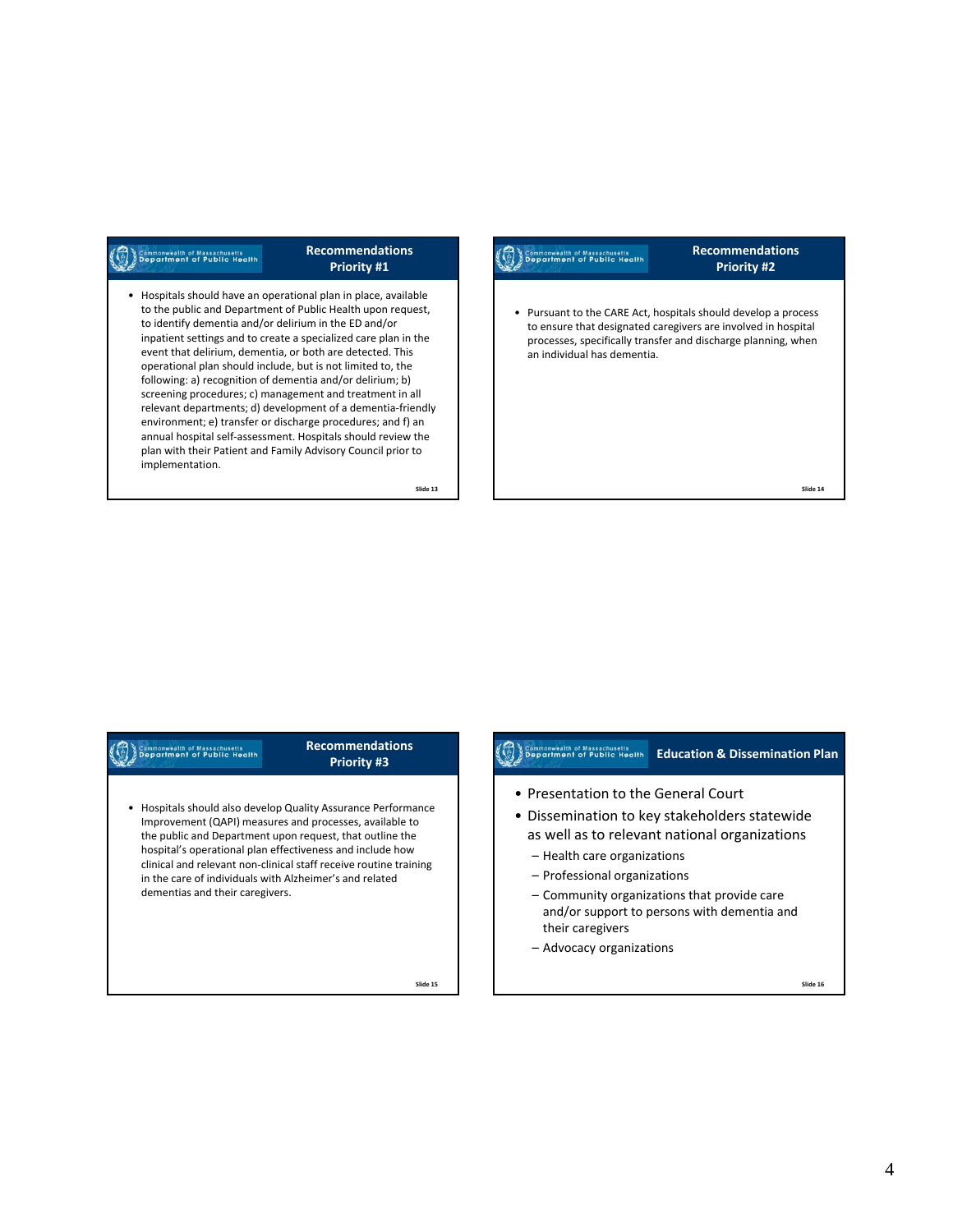## Recommendations Priority #1

- Hospitals should have an operational plan in place, available to the public and Department of Public Health upon request, to identify dementia and/or delirium in the ED and/or inpatient settings and to create a specialized care plan in the event that delirium, dementia, or both are detected. This operational plan should include, but is not limited to, the following: a) recognition of dementia and/or delirium; b) screening procedures; c) management and treatment in all relevant departments; d) development of a dementia-friendly environment; e) transfer or discharge procedures; and f) an annual hospital self-assessment. Hospitals should review the plan with their Patient and Family Advisory Council prior to implementation.

## Recommendations Priority #2

- Pursuant to the CARE Act, hospitals should develop a process to ensure that designated caregivers are involved in hospital processes, specifically transfer and discharge planning, when an individual has dementia.

## Recommendations Priority #3

- Hospitals should also develop Quality Assurance Performance Improvement (QAPI) measures and processes, available to the public and Department upon request, that outline the hospital's operational plan effectiveness and include how clinical and relevant non-clinical staff receive routine training in the care of individuals with Alzheimer's and related dementias and their caregivers.

## Education & Dissemination Plan

- Presentation to the General Court
- Dissemination to key stakeholders statewide as well as to relevant national organizations
  - Health care organizations
  - Professional organizations
  - Community organizations that provide care and/or support to persons with dementia and their caregivers
  - Advocacy organizations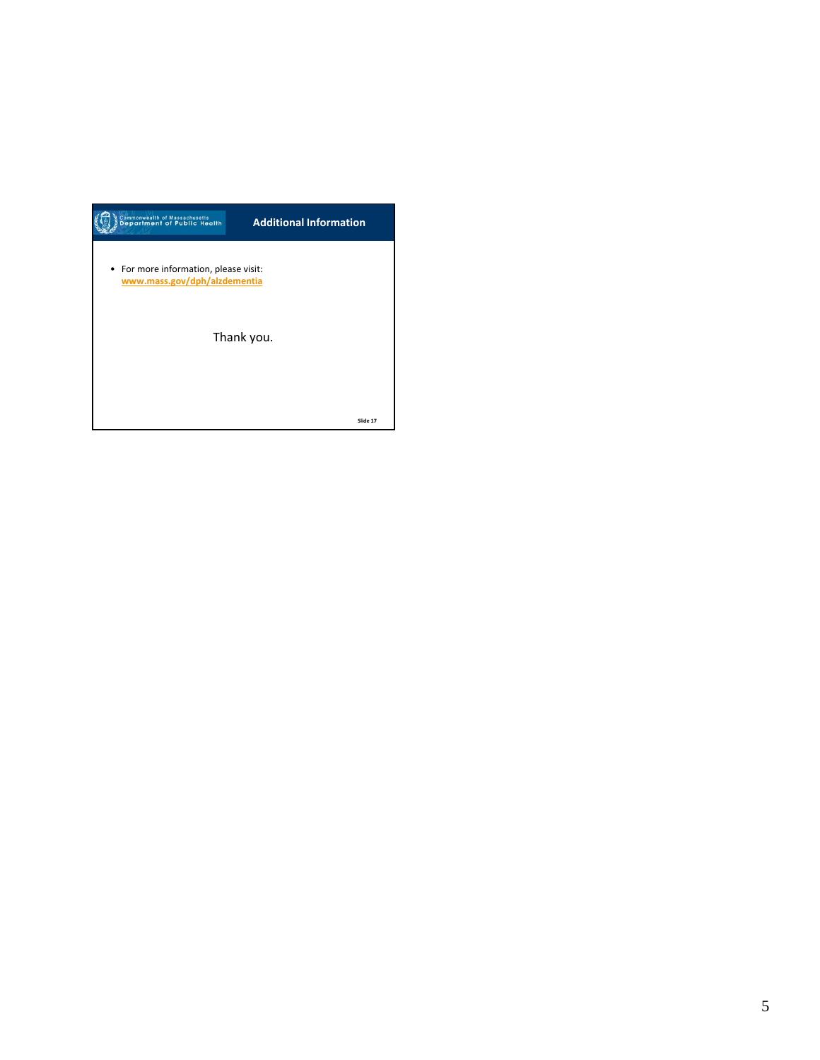Commonwealth of Massachusetts
Department of Public Health

## Additional Information

- For more information, please visit: www.mass.gov/dph/alzdementia

Thank you.

Slide 17